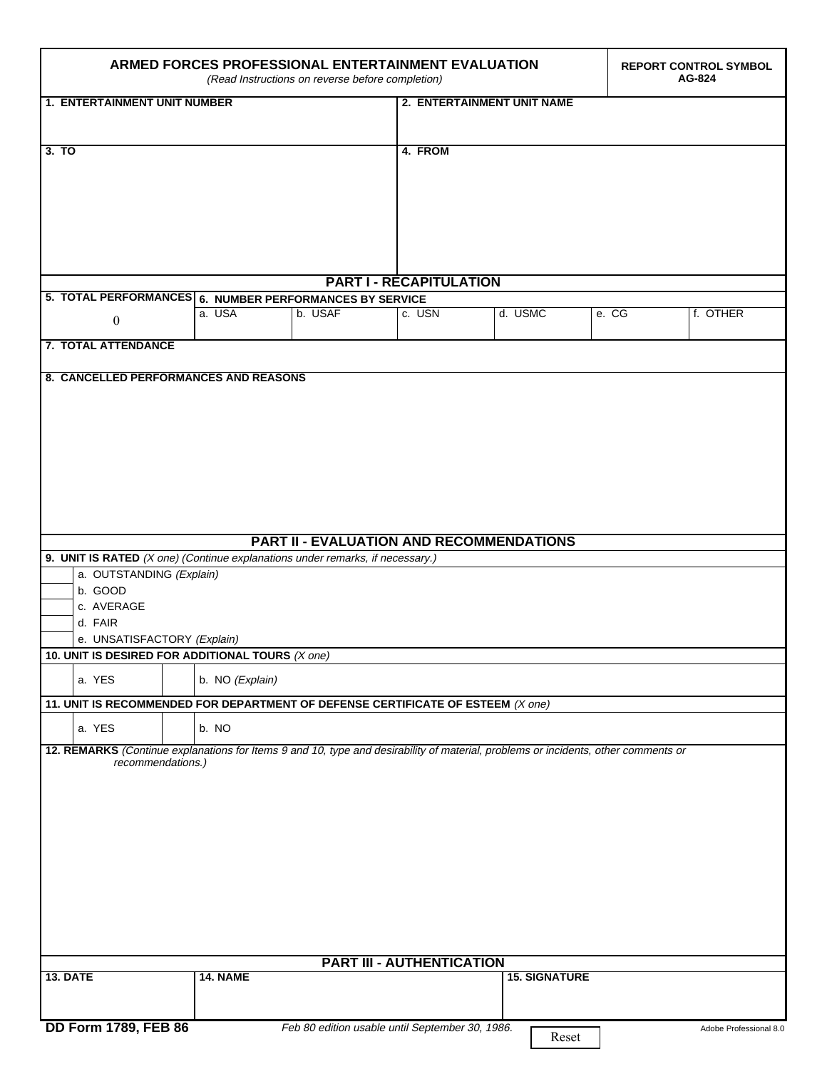# ARMED FORCES PROFESSIONAL ENTERTAINMENT EVALUATION

*(Read Instructions on reverse before completion)*

**REPORT CONTROL SYMBOL AG-824**

| **1. ENTERTAINMENT UNIT NUMBER** | **2. ENTERTAINMENT UNIT NAME** |
|---|---|
| | |

| **3. TO** | **4. FROM** |
|---|---|
| | |

## PART I - RECAPITULATION

| **5. TOTAL PERFORMANCES** | **6. NUMBER PERFORMANCES BY SERVICE** | | | | | |
|---|---|---|---|---|---|---|
| | a. USA | b. USAF | c. USN | d. USMC | e. CG | f. OTHER |
| 0 | | | | | | |

**7. TOTAL ATTENDANCE**

**8. CANCELLED PERFORMANCES AND REASONS**

## PART II - EVALUATION AND RECOMMENDATIONS

**9. UNIT IS RATED** *(X one) (Continue explanations under remarks, if necessary.)*

- [ ] a. OUTSTANDING *(Explain)*
- [ ] b. GOOD
- [ ] c. AVERAGE
- [ ] d. FAIR
- [ ] e. UNSATISFACTORY *(Explain)*

**10. UNIT IS DESIRED FOR ADDITIONAL TOURS** *(X one)*

- [ ] a. YES
- [ ] b. NO *(Explain)*

**11. UNIT IS RECOMMENDED FOR DEPARTMENT OF DEFENSE CERTIFICATE OF ESTEEM** *(X one)*

- [ ] a. YES
- [ ] b. NO

**12. REMARKS** *(Continue explanations for Items 9 and 10, type and desirability of material, problems or incidents, other comments or recommendations.)*

## PART III - AUTHENTICATION

| **13. DATE** | **14. NAME** | **15. SIGNATURE** |
|---|---|---|
| | | |

**DD Form 1789, FEB 86** *Feb 80 edition usable until September 30, 1986.*

Reset

Adobe Professional 8.0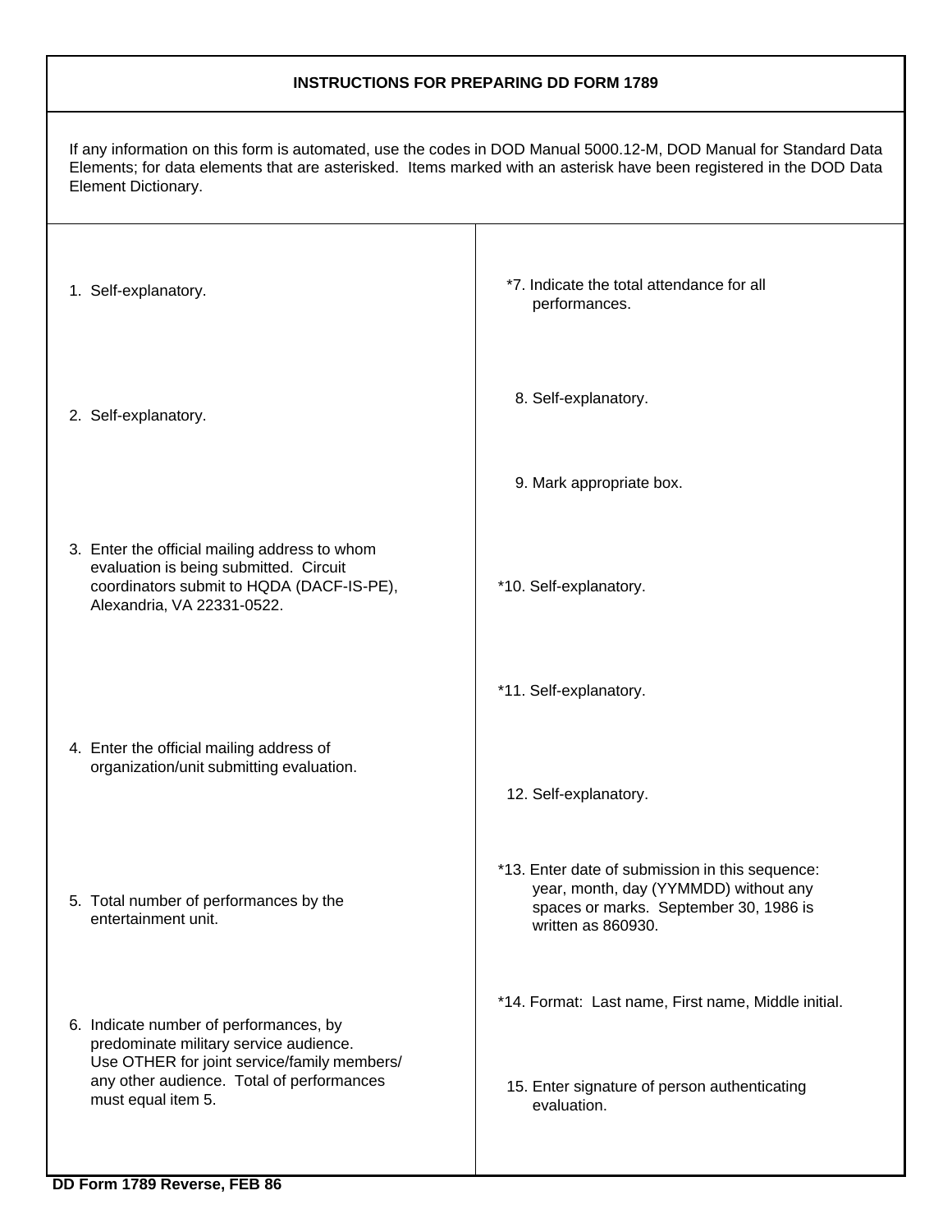## INSTRUCTIONS FOR PREPARING DD FORM 1789

If any information on this form is automated, use the codes in DOD Manual 5000.12-M, DOD Manual for Standard Data Elements; for data elements that are asterisked. Items marked with an asterisk have been registered in the DOD Data Element Dictionary.

1. Self-explanatory.

2. Self-explanatory.

3. Enter the official mailing address to whom evaluation is being submitted. Circuit coordinators submit to HQDA (DACF-IS-PE), Alexandria, VA 22331-0522.

4. Enter the official mailing address of organization/unit submitting evaluation.

5. Total number of performances by the entertainment unit.

6. Indicate number of performances, by predominate military service audience. Use OTHER for joint service/family members/ any other audience. Total of performances must equal item 5.

*7. Indicate the total attendance for all performances.

8. Self-explanatory.

9. Mark appropriate box.

*10. Self-explanatory.

*11. Self-explanatory.

12. Self-explanatory.

*13. Enter date of submission in this sequence: year, month, day (YYMMDD) without any spaces or marks. September 30, 1986 is written as 860930.

*14. Format: Last name, First name, Middle initial.

15. Enter signature of person authenticating evaluation.

**DD Form 1789 Reverse, FEB 86**